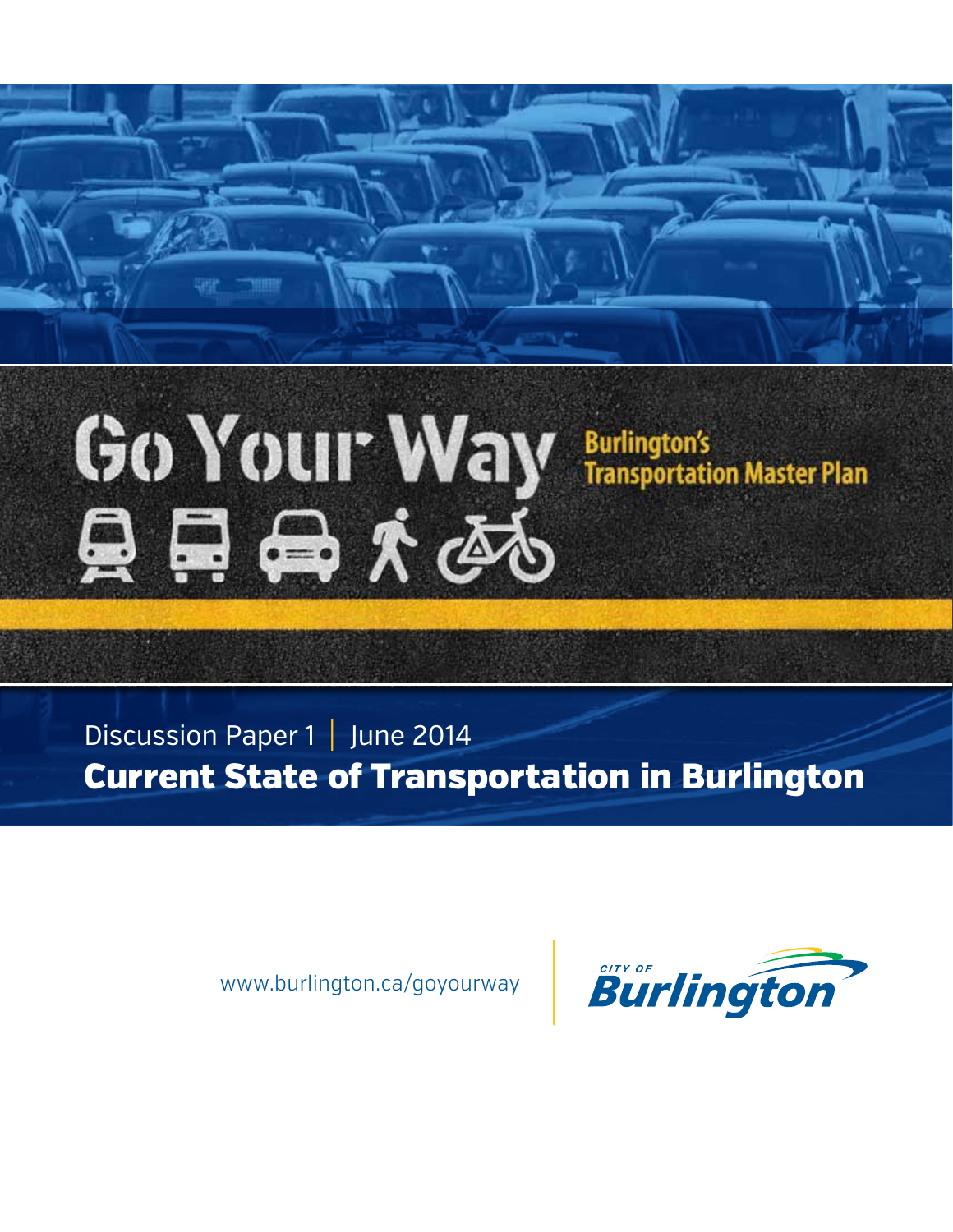# Go Your Way

Burlington's Transportation Master Plan

Discussion Paper 1 | June 2014

## Current State of Transportation in Burlington

www.burlington.ca/goyourway

CITY OF Burlington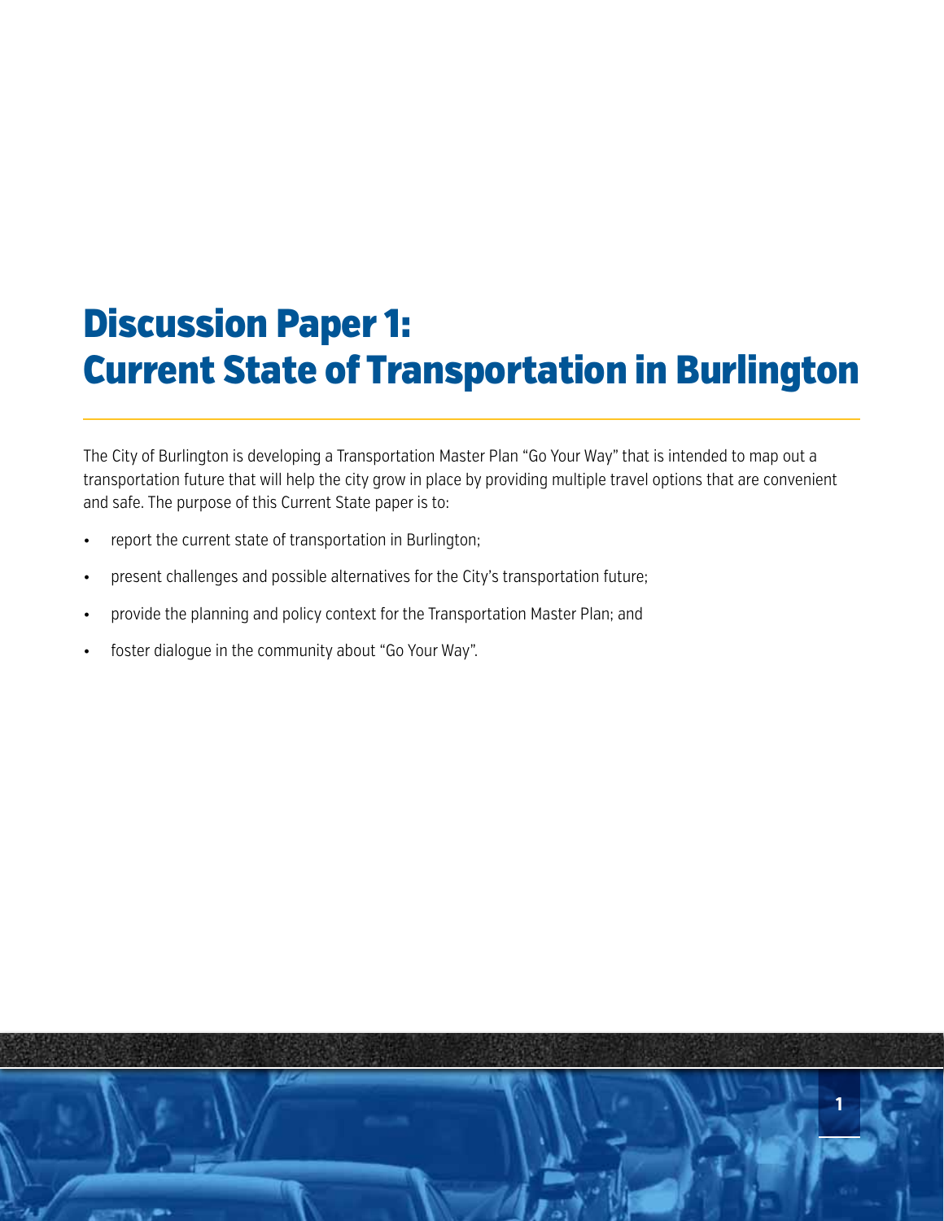# Discussion Paper 1: Current State of Transportation in Burlington

The City of Burlington is developing a Transportation Master Plan "Go Your Way" that is intended to map out a transportation future that will help the city grow in place by providing multiple travel options that are convenient and safe. The purpose of this Current State paper is to:

- report the current state of transportation in Burlington;
- present challenges and possible alternatives for the City's transportation future;
- provide the planning and policy context for the Transportation Master Plan; and
- foster dialogue in the community about "Go Your Way".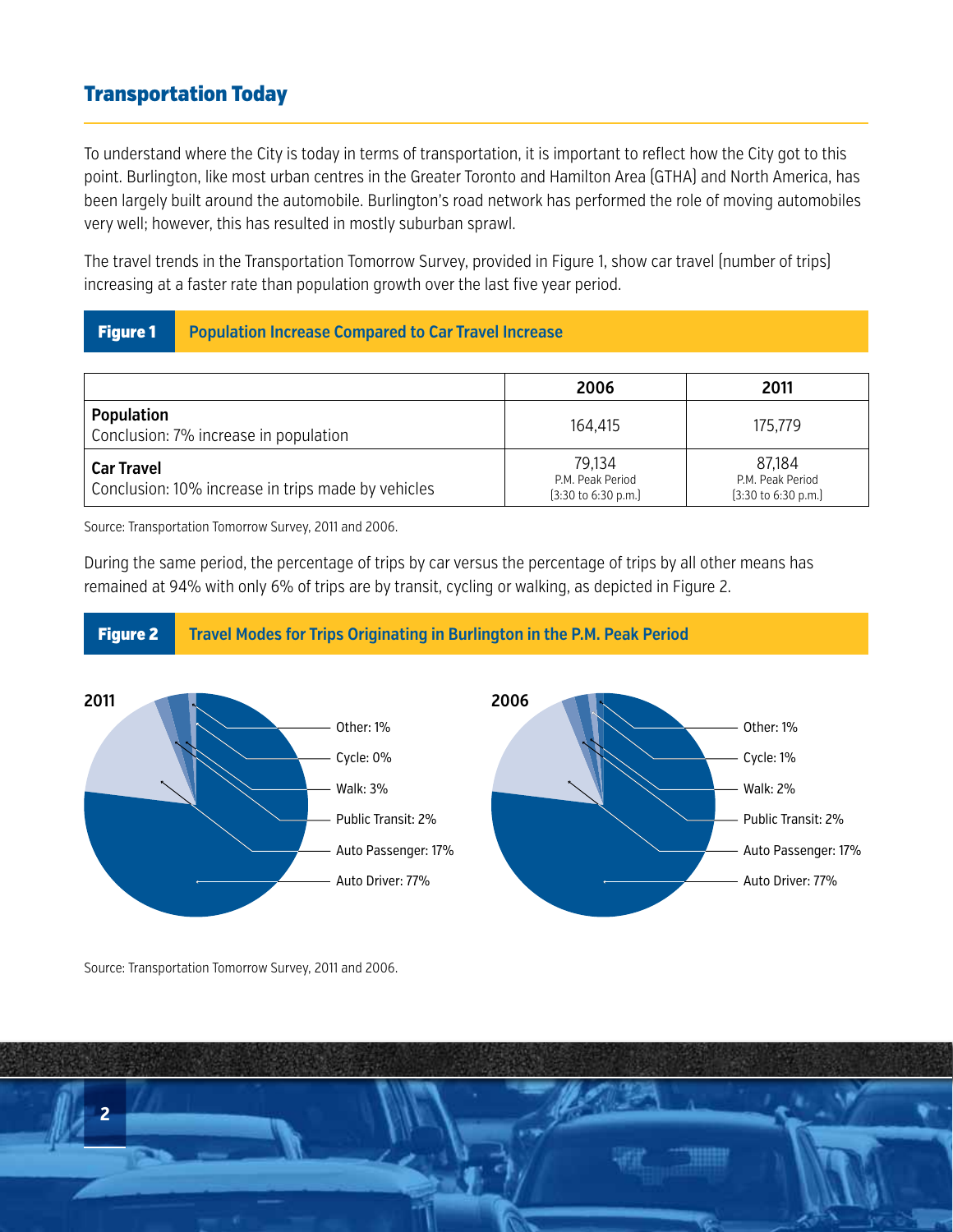## Transportation Today

To understand where the City is today in terms of transportation, it is important to reflect how the City got to this point. Burlington, like most urban centres in the Greater Toronto and Hamilton Area (GTHA) and North America, has been largely built around the automobile. Burlington's road network has performed the role of moving automobiles very well; however, this has resulted in mostly suburban sprawl.

The travel trends in the Transportation Tomorrow Survey, provided in Figure 1, show car travel (number of trips) increasing at a faster rate than population growth over the last five year period.

**Figure 1** **Population Increase Compared to Car Travel Increase**

| | 2006 | 2011 |
|---|---|---|
| **Population**<br>Conclusion: 7% increase in population | 164,415 | 175,779 |
| **Car Travel**<br>Conclusion: 10% increase in trips made by vehicles | 79,134<br>P.M. Peak Period<br>(3:30 to 6:30 p.m.) | 87,184<br>P.M. Peak Period<br>(3:30 to 6:30 p.m.) |

Source: Transportation Tomorrow Survey, 2011 and 2006.

During the same period, the percentage of trips by car versus the percentage of trips by all other means has remained at 94% with only 6% of trips are by transit, cycling or walking, as depicted in Figure 2.

**Figure 2** **Travel Modes for Trips Originating in Burlington in the P.M. Peak Period**

**2011**

- Other: 1%
- Cycle: 0%
- Walk: 3%
- Public Transit: 2%
- Auto Passenger: 17%
- Auto Driver: 77%

**2006**

- Other: 1%
- Cycle: 1%
- Walk: 2%
- Public Transit: 2%
- Auto Passenger: 17%
- Auto Driver: 77%

Source: Transportation Tomorrow Survey, 2011 and 2006.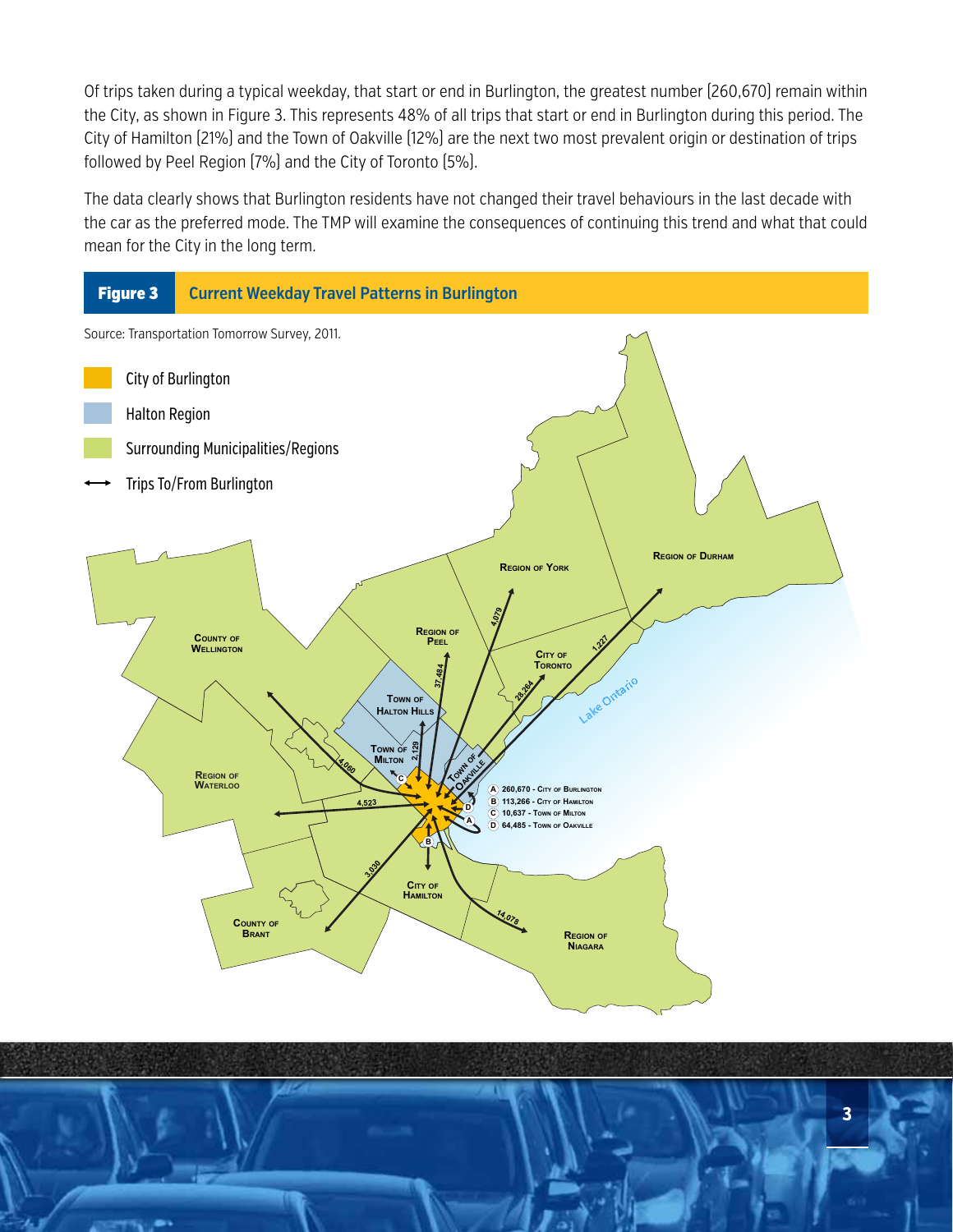Of trips taken during a typical weekday, that start or end in Burlington, the greatest number (260,670) remain within the City, as shown in Figure 3. This represents 48% of all trips that start or end in Burlington during this period. The City of Hamilton (21%) and the Town of Oakville (12%) are the next two most prevalent origin or destination of trips followed by Peel Region (7%) and the City of Toronto (5%).

The data clearly shows that Burlington residents have not changed their travel behaviours in the last decade with the car as the preferred mode. The TMP will examine the consequences of continuing this trend and what that could mean for the City in the long term.

**Figure 3** Current Weekday Travel Patterns in Burlington

Source: Transportation Tomorrow Survey, 2011.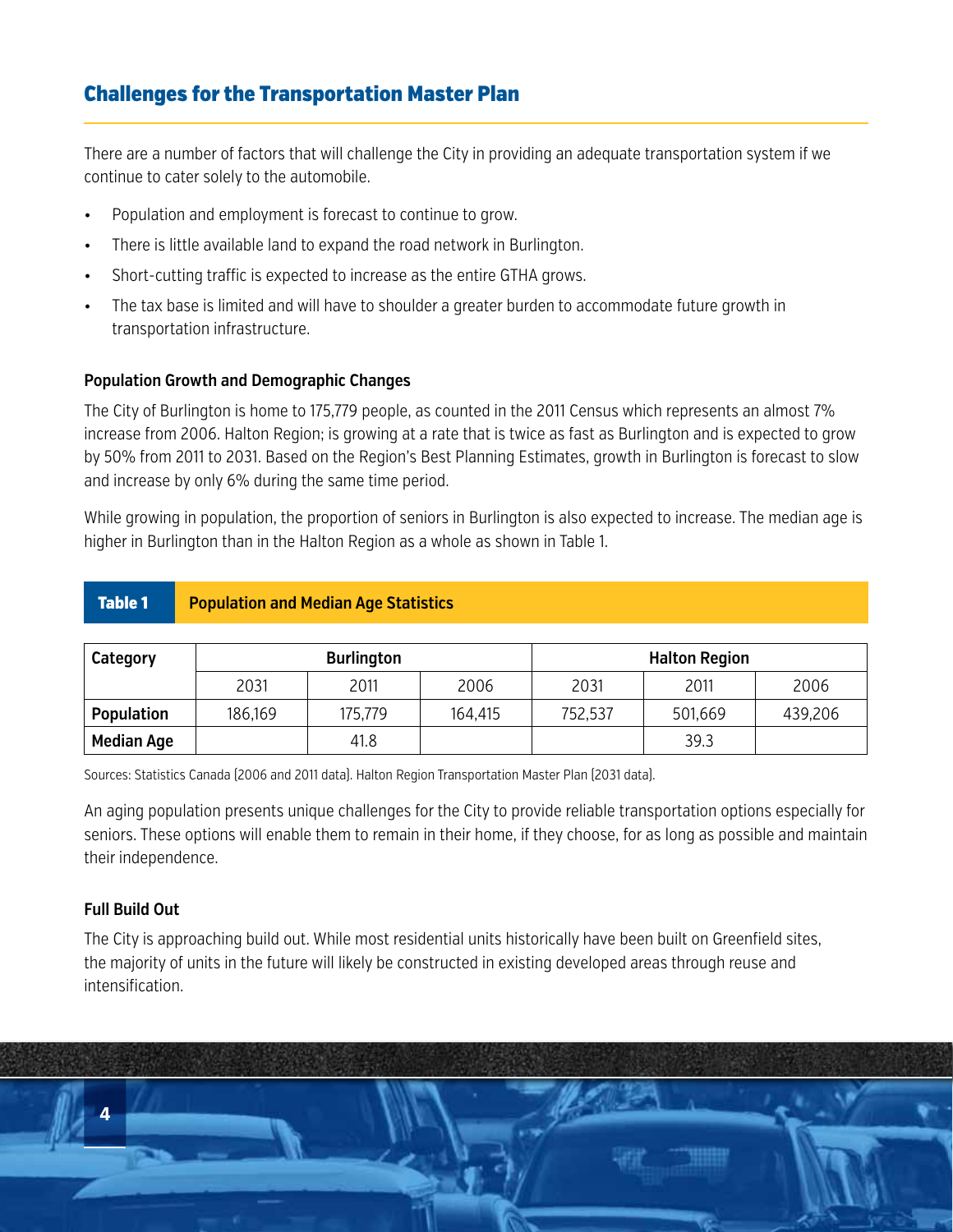## Challenges for the Transportation Master Plan

There are a number of factors that will challenge the City in providing an adequate transportation system if we continue to cater solely to the automobile.

- Population and employment is forecast to continue to grow.
- There is little available land to expand the road network in Burlington.
- Short-cutting traffic is expected to increase as the entire GTHA grows.
- The tax base is limited and will have to shoulder a greater burden to accommodate future growth in transportation infrastructure.

### Population Growth and Demographic Changes

The City of Burlington is home to 175,779 people, as counted in the 2011 Census which represents an almost 7% increase from 2006. Halton Region; is growing at a rate that is twice as fast as Burlington and is expected to grow by 50% from 2011 to 2031. Based on the Region's Best Planning Estimates, growth in Burlington is forecast to slow and increase by only 6% during the same time period.

While growing in population, the proportion of seniors in Burlington is also expected to increase. The median age is higher in Burlington than in the Halton Region as a whole as shown in Table 1.

**Table 1 Population and Median Age Statistics**

| Category | Burlington | | | Halton Region | | |
|---|---|---|---|---|---|---|
| | 2031 | 2011 | 2006 | 2031 | 2011 | 2006 |
| **Population** | 186,169 | 175,779 | 164,415 | 752,537 | 501,669 | 439,206 |
| **Median Age** | | 41.8 | | | 39.3 | |

Sources: Statistics Canada (2006 and 2011 data). Halton Region Transportation Master Plan (2031 data).

An aging population presents unique challenges for the City to provide reliable transportation options especially for seniors. These options will enable them to remain in their home, if they choose, for as long as possible and maintain their independence.

### Full Build Out

The City is approaching build out. While most residential units historically have been built on Greenfield sites, the majority of units in the future will likely be constructed in existing developed areas through reuse and intensification.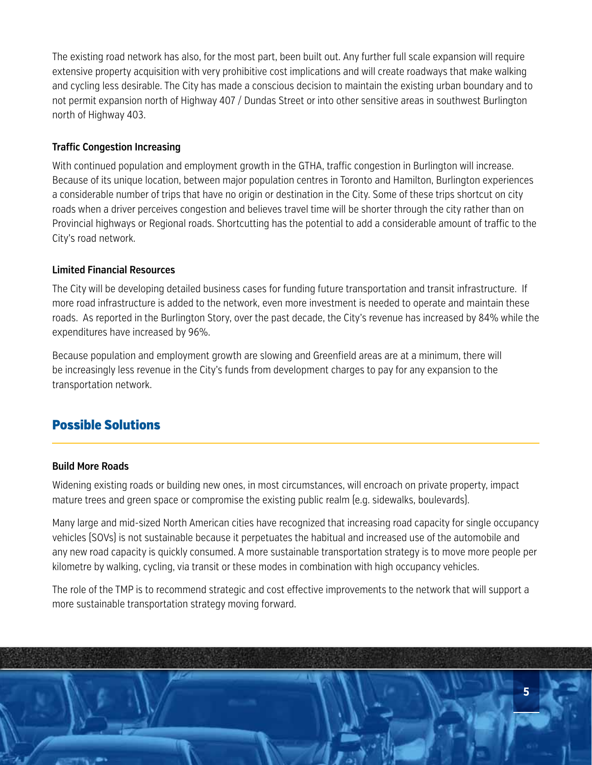The existing road network has also, for the most part, been built out. Any further full scale expansion will require extensive property acquisition with very prohibitive cost implications and will create roadways that make walking and cycling less desirable. The City has made a conscious decision to maintain the existing urban boundary and to not permit expansion north of Highway 407 / Dundas Street or into other sensitive areas in southwest Burlington north of Highway 403.

**Traffic Congestion Increasing**

With continued population and employment growth in the GTHA, traffic congestion in Burlington will increase. Because of its unique location, between major population centres in Toronto and Hamilton, Burlington experiences a considerable number of trips that have no origin or destination in the City. Some of these trips shortcut on city roads when a driver perceives congestion and believes travel time will be shorter through the city rather than on Provincial highways or Regional roads. Shortcutting has the potential to add a considerable amount of traffic to the City's road network.

**Limited Financial Resources**

The City will be developing detailed business cases for funding future transportation and transit infrastructure. If more road infrastructure is added to the network, even more investment is needed to operate and maintain these roads. As reported in the Burlington Story, over the past decade, the City's revenue has increased by 84% while the expenditures have increased by 96%.

Because population and employment growth are slowing and Greenfield areas are at a minimum, there will be increasingly less revenue in the City's funds from development charges to pay for any expansion to the transportation network.

## Possible Solutions

**Build More Roads**

Widening existing roads or building new ones, in most circumstances, will encroach on private property, impact mature trees and green space or compromise the existing public realm (e.g. sidewalks, boulevards).

Many large and mid-sized North American cities have recognized that increasing road capacity for single occupancy vehicles (SOVs) is not sustainable because it perpetuates the habitual and increased use of the automobile and any new road capacity is quickly consumed. A more sustainable transportation strategy is to move more people per kilometre by walking, cycling, via transit or these modes in combination with high occupancy vehicles.

The role of the TMP is to recommend strategic and cost effective improvements to the network that will support a more sustainable transportation strategy moving forward.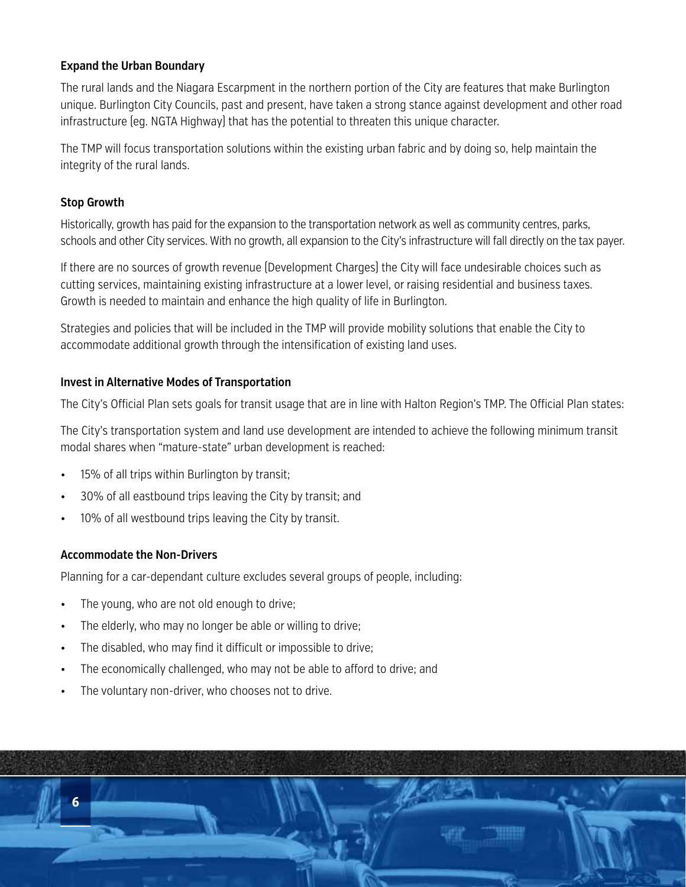### Expand the Urban Boundary

The rural lands and the Niagara Escarpment in the northern portion of the City are features that make Burlington unique. Burlington City Councils, past and present, have taken a strong stance against development and other road infrastructure (eg. NGTA Highway) that has the potential to threaten this unique character.

The TMP will focus transportation solutions within the existing urban fabric and by doing so, help maintain the integrity of the rural lands.

### Stop Growth

Historically, growth has paid for the expansion to the transportation network as well as community centres, parks, schools and other City services. With no growth, all expansion to the City's infrastructure will fall directly on the tax payer.

If there are no sources of growth revenue (Development Charges) the City will face undesirable choices such as cutting services, maintaining existing infrastructure at a lower level, or raising residential and business taxes. Growth is needed to maintain and enhance the high quality of life in Burlington.

Strategies and policies that will be included in the TMP will provide mobility solutions that enable the City to accommodate additional growth through the intensification of existing land uses.

### Invest in Alternative Modes of Transportation

The City's Official Plan sets goals for transit usage that are in line with Halton Region's TMP. The Official Plan states:

The City's transportation system and land use development are intended to achieve the following minimum transit modal shares when "mature-state" urban development is reached:

- 15% of all trips within Burlington by transit;
- 30% of all eastbound trips leaving the City by transit; and
- 10% of all westbound trips leaving the City by transit.

### Accommodate the Non-Drivers

Planning for a car-dependant culture excludes several groups of people, including:

- The young, who are not old enough to drive;
- The elderly, who may no longer be able or willing to drive;
- The disabled, who may find it difficult or impossible to drive;
- The economically challenged, who may not be able to afford to drive; and
- The voluntary non-driver, who chooses not to drive.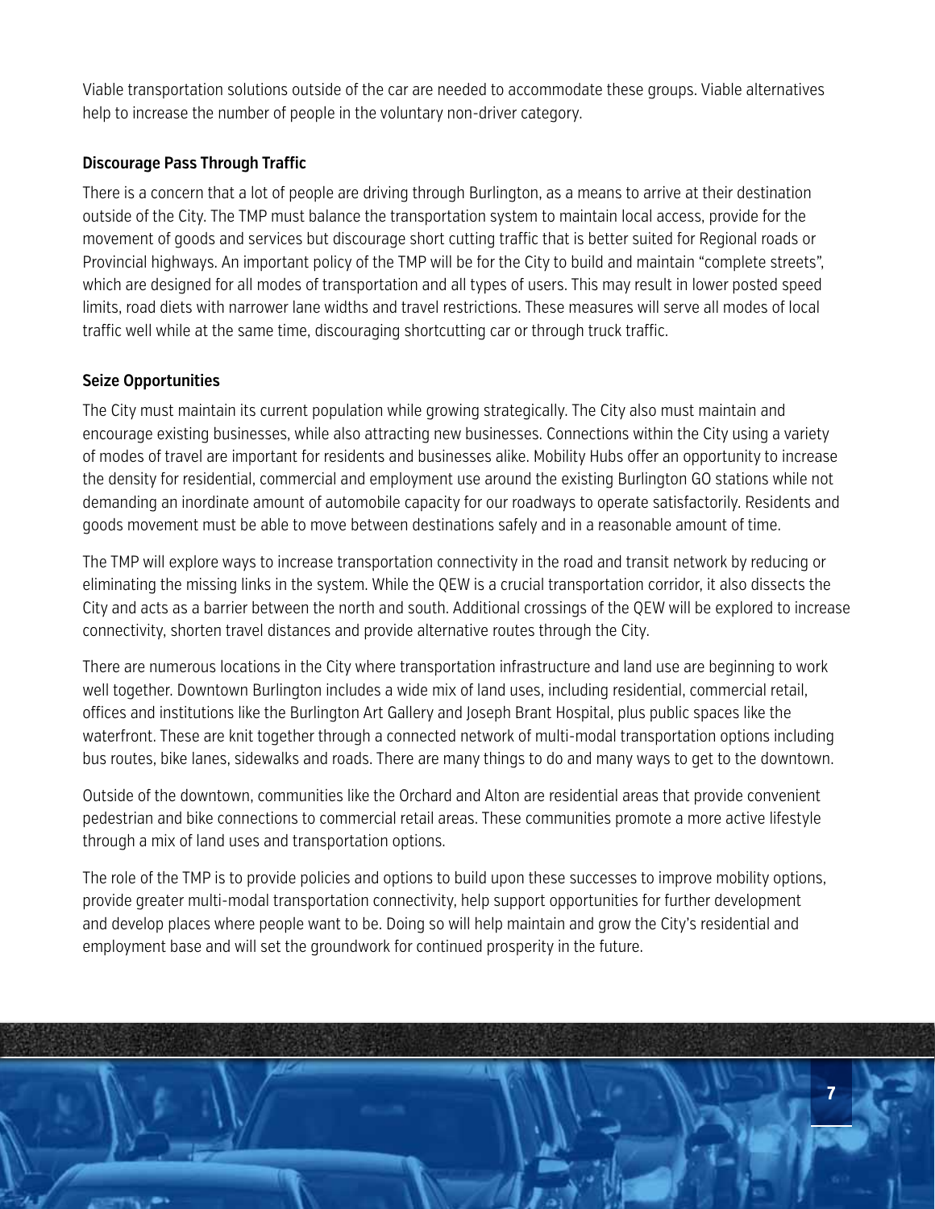Viable transportation solutions outside of the car are needed to accommodate these groups. Viable alternatives help to increase the number of people in the voluntary non-driver category.

**Discourage Pass Through Traffic**

There is a concern that a lot of people are driving through Burlington, as a means to arrive at their destination outside of the City. The TMP must balance the transportation system to maintain local access, provide for the movement of goods and services but discourage short cutting traffic that is better suited for Regional roads or Provincial highways. An important policy of the TMP will be for the City to build and maintain "complete streets", which are designed for all modes of transportation and all types of users. This may result in lower posted speed limits, road diets with narrower lane widths and travel restrictions. These measures will serve all modes of local traffic well while at the same time, discouraging shortcutting car or through truck traffic.

**Seize Opportunities**

The City must maintain its current population while growing strategically. The City also must maintain and encourage existing businesses, while also attracting new businesses. Connections within the City using a variety of modes of travel are important for residents and businesses alike. Mobility Hubs offer an opportunity to increase the density for residential, commercial and employment use around the existing Burlington GO stations while not demanding an inordinate amount of automobile capacity for our roadways to operate satisfactorily. Residents and goods movement must be able to move between destinations safely and in a reasonable amount of time.

The TMP will explore ways to increase transportation connectivity in the road and transit network by reducing or eliminating the missing links in the system. While the QEW is a crucial transportation corridor, it also dissects the City and acts as a barrier between the north and south. Additional crossings of the QEW will be explored to increase connectivity, shorten travel distances and provide alternative routes through the City.

There are numerous locations in the City where transportation infrastructure and land use are beginning to work well together. Downtown Burlington includes a wide mix of land uses, including residential, commercial retail, offices and institutions like the Burlington Art Gallery and Joseph Brant Hospital, plus public spaces like the waterfront. These are knit together through a connected network of multi-modal transportation options including bus routes, bike lanes, sidewalks and roads. There are many things to do and many ways to get to the downtown.

Outside of the downtown, communities like the Orchard and Alton are residential areas that provide convenient pedestrian and bike connections to commercial retail areas. These communities promote a more active lifestyle through a mix of land uses and transportation options.

The role of the TMP is to provide policies and options to build upon these successes to improve mobility options, provide greater multi-modal transportation connectivity, help support opportunities for further development and develop places where people want to be. Doing so will help maintain and grow the City's residential and employment base and will set the groundwork for continued prosperity in the future.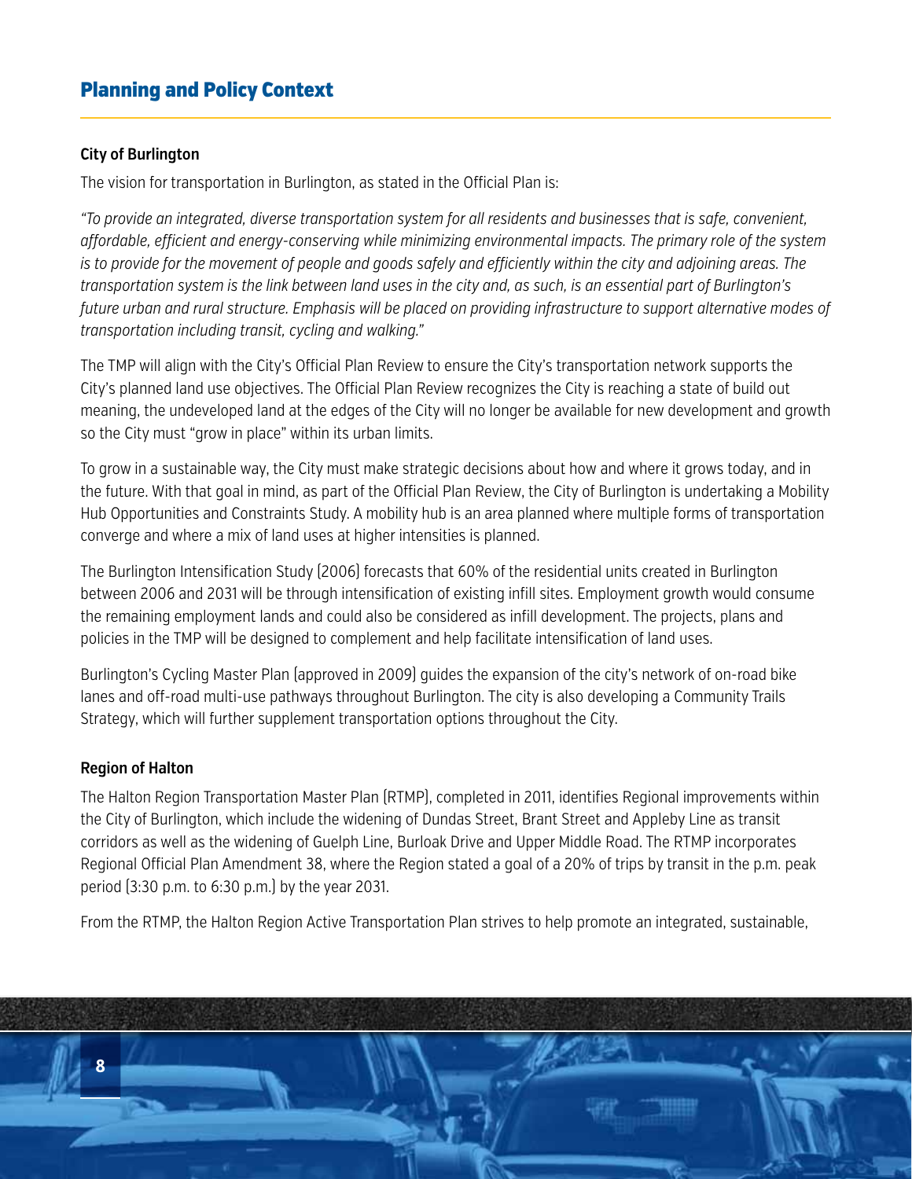## Planning and Policy Context

**City of Burlington**

The vision for transportation in Burlington, as stated in the Official Plan is:

*"To provide an integrated, diverse transportation system for all residents and businesses that is safe, convenient, affordable, efficient and energy-conserving while minimizing environmental impacts. The primary role of the system is to provide for the movement of people and goods safely and efficiently within the city and adjoining areas. The transportation system is the link between land uses in the city and, as such, is an essential part of Burlington's future urban and rural structure. Emphasis will be placed on providing infrastructure to support alternative modes of transportation including transit, cycling and walking."*

The TMP will align with the City's Official Plan Review to ensure the City's transportation network supports the City's planned land use objectives. The Official Plan Review recognizes the City is reaching a state of build out meaning, the undeveloped land at the edges of the City will no longer be available for new development and growth so the City must "grow in place" within its urban limits.

To grow in a sustainable way, the City must make strategic decisions about how and where it grows today, and in the future. With that goal in mind, as part of the Official Plan Review, the City of Burlington is undertaking a Mobility Hub Opportunities and Constraints Study. A mobility hub is an area planned where multiple forms of transportation converge and where a mix of land uses at higher intensities is planned.

The Burlington Intensification Study (2006) forecasts that 60% of the residential units created in Burlington between 2006 and 2031 will be through intensification of existing infill sites. Employment growth would consume the remaining employment lands and could also be considered as infill development. The projects, plans and policies in the TMP will be designed to complement and help facilitate intensification of land uses.

Burlington's Cycling Master Plan (approved in 2009) guides the expansion of the city's network of on-road bike lanes and off-road multi-use pathways throughout Burlington. The city is also developing a Community Trails Strategy, which will further supplement transportation options throughout the City.

**Region of Halton**

The Halton Region Transportation Master Plan (RTMP), completed in 2011, identifies Regional improvements within the City of Burlington, which include the widening of Dundas Street, Brant Street and Appleby Line as transit corridors as well as the widening of Guelph Line, Burloak Drive and Upper Middle Road. The RTMP incorporates Regional Official Plan Amendment 38, where the Region stated a goal of a 20% of trips by transit in the p.m. peak period (3:30 p.m. to 6:30 p.m.) by the year 2031.

From the RTMP, the Halton Region Active Transportation Plan strives to help promote an integrated, sustainable,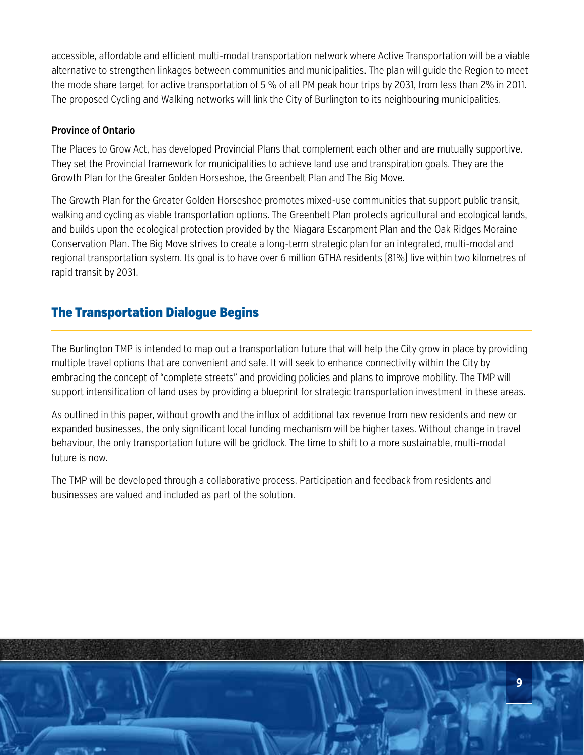accessible, affordable and efficient multi-modal transportation network where Active Transportation will be a viable alternative to strengthen linkages between communities and municipalities. The plan will guide the Region to meet the mode share target for active transportation of 5 % of all PM peak hour trips by 2031, from less than 2% in 2011. The proposed Cycling and Walking networks will link the City of Burlington to its neighbouring municipalities.

**Province of Ontario**

The Places to Grow Act, has developed Provincial Plans that complement each other and are mutually supportive. They set the Provincial framework for municipalities to achieve land use and transpiration goals. They are the Growth Plan for the Greater Golden Horseshoe, the Greenbelt Plan and The Big Move.

The Growth Plan for the Greater Golden Horseshoe promotes mixed-use communities that support public transit, walking and cycling as viable transportation options. The Greenbelt Plan protects agricultural and ecological lands, and builds upon the ecological protection provided by the Niagara Escarpment Plan and the Oak Ridges Moraine Conservation Plan. The Big Move strives to create a long-term strategic plan for an integrated, multi-modal and regional transportation system. Its goal is to have over 6 million GTHA residents (81%) live within two kilometres of rapid transit by 2031.

## The Transportation Dialogue Begins

The Burlington TMP is intended to map out a transportation future that will help the City grow in place by providing multiple travel options that are convenient and safe. It will seek to enhance connectivity within the City by embracing the concept of "complete streets" and providing policies and plans to improve mobility. The TMP will support intensification of land uses by providing a blueprint for strategic transportation investment in these areas.

As outlined in this paper, without growth and the influx of additional tax revenue from new residents and new or expanded businesses, the only significant local funding mechanism will be higher taxes. Without change in travel behaviour, the only transportation future will be gridlock. The time to shift to a more sustainable, multi-modal future is now.

The TMP will be developed through a collaborative process. Participation and feedback from residents and businesses are valued and included as part of the solution.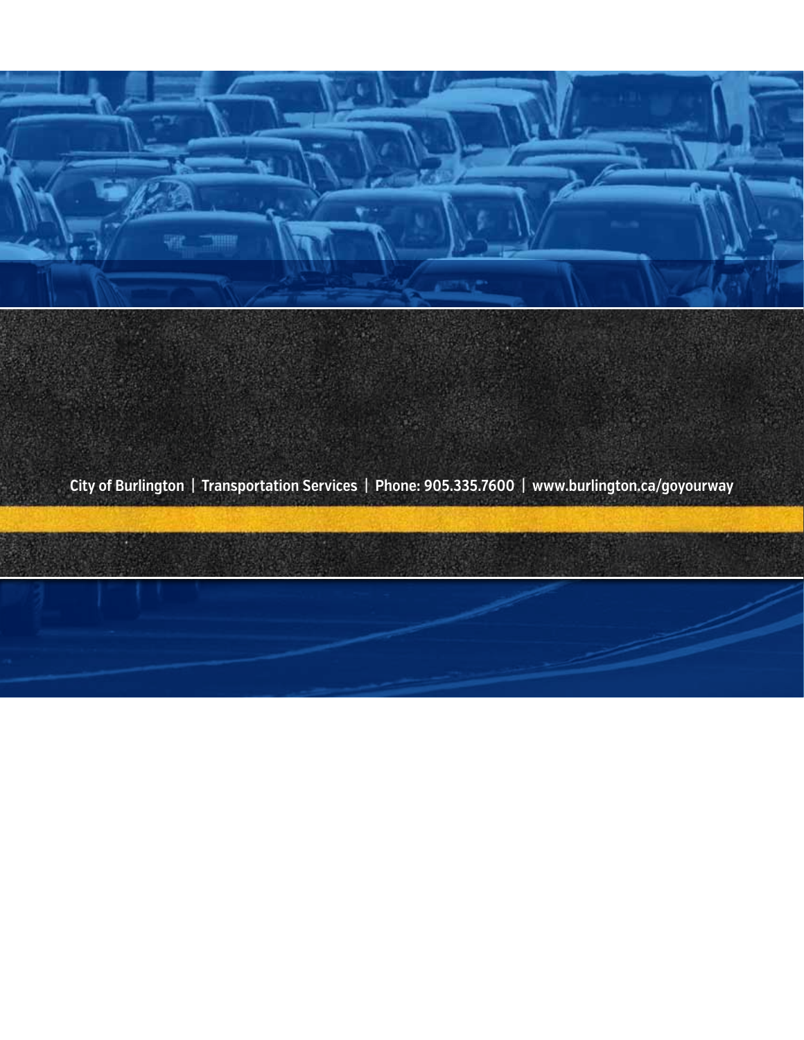City of Burlington | Transportation Services | Phone: 905.335.7600 | www.burlington.ca/goyourway